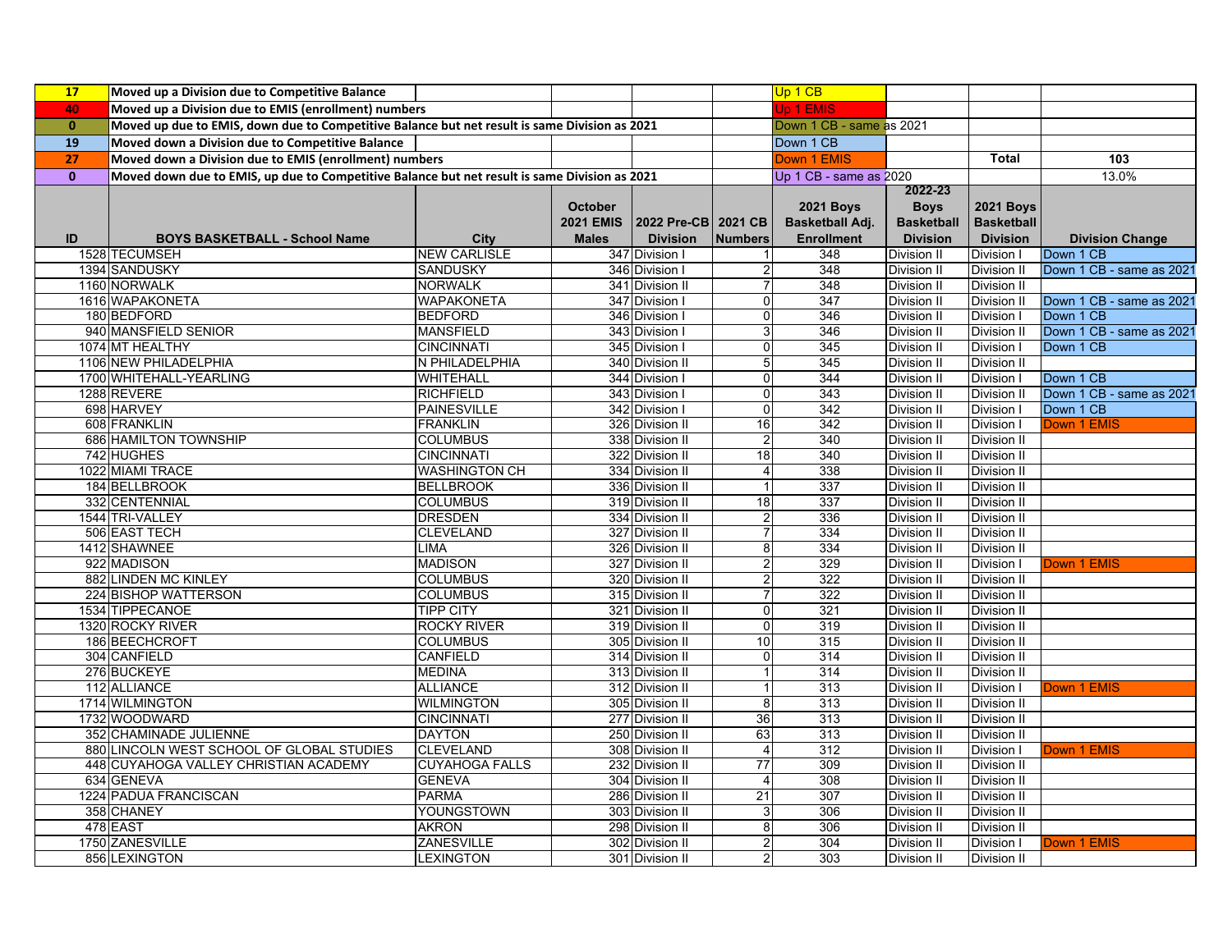| 17 | Moved up a Division due to Competitive Balance | | | | | Up 1 CB | | | |
|---|---|---|---|---|---|---|---|---|---|
| 40 | Moved up a Division due to EMIS (enrollment) numbers | | | | | Up 1 EMIS | | | |
| 0 | Moved up due to EMIS, down due to Competitive Balance but net result is same Division as 2021 | | | | | Down 1 CB - same as 2021 | | | |
| 19 | Moved down a Division due to Competitive Balance | | | | | Down 1 CB | | | |
| 27 | Moved down a Division due to EMIS (enrollment) numbers | | | | | Down 1 EMIS | | Total | 103 |
| 0 | Moved down due to EMIS, up due to Competitive Balance but net result is same Division as 2021 | | | | | Up 1 CB - same as 2020 | | | 13.0% |

| ID | BOYS BASKETBALL - School Name | City | October 2021 EMIS Males | 2022 Pre-CB Division | 2021 CB Numbers | 2021 Boys Basketball Adj. Enrollment | 2022-23 Boys Basketball Division | 2021 Boys Basketball Division | Division Change |
|---|---|---|---|---|---|---|---|---|---|
| 1528 | TECUMSEH | NEW CARLISLE | 347 | Division I | 1 | 348 | Division II | Division I | Down 1 CB |
| 1394 | SANDUSKY | SANDUSKY | 346 | Division I | 2 | 348 | Division II | Division II | Down 1 CB - same as 2021 |
| 1160 | NORWALK | NORWALK | 341 | Division II | 7 | 348 | Division II | Division II | |
| 1616 | WAPAKONETA | WAPAKONETA | 347 | Division I | 0 | 347 | Division II | Division II | Down 1 CB - same as 2021 |
| 180 | BEDFORD | BEDFORD | 346 | Division I | 0 | 346 | Division II | Division I | Down 1 CB |
| 940 | MANSFIELD SENIOR | MANSFIELD | 343 | Division I | 3 | 346 | Division II | Division II | Down 1 CB - same as 2021 |
| 1074 | MT HEALTHY | CINCINNATI | 345 | Division I | 0 | 345 | Division II | Division I | Down 1 CB |
| 1106 | NEW PHILADELPHIA | N PHILADELPHIA | 340 | Division II | 5 | 345 | Division II | Division II | |
| 1700 | WHITEHALL-YEARLING | WHITEHALL | 344 | Division I | 0 | 344 | Division II | Division I | Down 1 CB |
| 1288 | REVERE | RICHFIELD | 343 | Division I | 0 | 343 | Division II | Division II | Down 1 CB - same as 2021 |
| 698 | HARVEY | PAINESVILLE | 342 | Division I | 0 | 342 | Division II | Division I | Down 1 CB |
| 608 | FRANKLIN | FRANKLIN | 326 | Division II | 16 | 342 | Division II | Division I | Down 1 EMIS |
| 686 | HAMILTON TOWNSHIP | COLUMBUS | 338 | Division II | 2 | 340 | Division II | Division II | |
| 742 | HUGHES | CINCINNATI | 322 | Division II | 18 | 340 | Division II | Division II | |
| 1022 | MIAMI TRACE | WASHINGTON CH | 334 | Division II | 4 | 338 | Division II | Division II | |
| 184 | BELLBROOK | BELLBROOK | 336 | Division II | 1 | 337 | Division II | Division II | |
| 332 | CENTENNIAL | COLUMBUS | 319 | Division II | 18 | 337 | Division II | Division II | |
| 1544 | TRI-VALLEY | DRESDEN | 334 | Division II | 2 | 336 | Division II | Division II | |
| 506 | EAST TECH | CLEVELAND | 327 | Division II | 7 | 334 | Division II | Division II | |
| 1412 | SHAWNEE | LIMA | 326 | Division II | 8 | 334 | Division II | Division II | |
| 922 | MADISON | MADISON | 327 | Division II | 2 | 329 | Division II | Division I | Down 1 EMIS |
| 882 | LINDEN MC KINLEY | COLUMBUS | 320 | Division II | 2 | 322 | Division II | Division II | |
| 224 | BISHOP WATTERSON | COLUMBUS | 315 | Division II | 7 | 322 | Division II | Division II | |
| 1534 | TIPPECANOE | TIPP CITY | 321 | Division II | 0 | 321 | Division II | Division II | |
| 1320 | ROCKY RIVER | ROCKY RIVER | 319 | Division II | 0 | 319 | Division II | Division II | |
| 186 | BEECHCROFT | COLUMBUS | 305 | Division II | 10 | 315 | Division II | Division II | |
| 304 | CANFIELD | CANFIELD | 314 | Division II | 0 | 314 | Division II | Division II | |
| 276 | BUCKEYE | MEDINA | 313 | Division II | 1 | 314 | Division II | Division II | |
| 112 | ALLIANCE | ALLIANCE | 312 | Division II | 1 | 313 | Division II | Division I | Down 1 EMIS |
| 1714 | WILMINGTON | WILMINGTON | 305 | Division II | 8 | 313 | Division II | Division II | |
| 1732 | WOODWARD | CINCINNATI | 277 | Division II | 36 | 313 | Division II | Division II | |
| 352 | CHAMINADE JULIENNE | DAYTON | 250 | Division II | 63 | 313 | Division II | Division II | |
| 880 | LINCOLN WEST SCHOOL OF GLOBAL STUDIES | CLEVELAND | 308 | Division II | 4 | 312 | Division II | Division I | Down 1 EMIS |
| 448 | CUYAHOGA VALLEY CHRISTIAN ACADEMY | CUYAHOGA FALLS | 232 | Division II | 77 | 309 | Division II | Division II | |
| 634 | GENEVA | GENEVA | 304 | Division II | 4 | 308 | Division II | Division II | |
| 1224 | PADUA FRANCISCAN | PARMA | 286 | Division II | 21 | 307 | Division II | Division II | |
| 358 | CHANEY | YOUNGSTOWN | 303 | Division II | 3 | 306 | Division II | Division II | |
| 478 | EAST | AKRON | 298 | Division II | 8 | 306 | Division II | Division II | |
| 1750 | ZANESVILLE | ZANESVILLE | 302 | Division II | 2 | 304 | Division II | Division I | Down 1 EMIS |
| 856 | LEXINGTON | LEXINGTON | 301 | Division II | 2 | 303 | Division II | Division II | |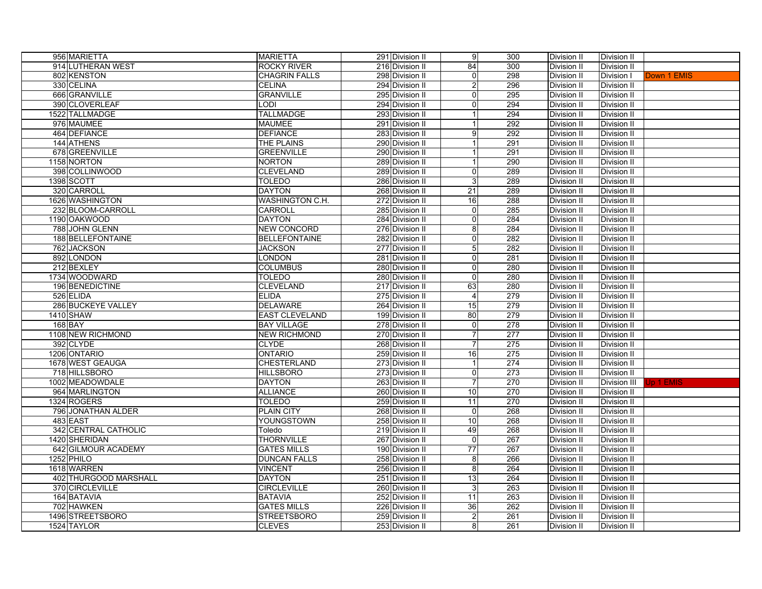| | | | | | | | | |
|---|---|---|---|---|---|---|---|---|
| 956 | MARIETTA | MARIETTA | 291 | Division II | 9 | 300 | Division II | Division II | |
| 914 | LUTHERAN WEST | ROCKY RIVER | 216 | Division II | 84 | 300 | Division II | Division II | |
| 802 | KENSTON | CHAGRIN FALLS | 298 | Division II | 0 | 298 | Division II | Division I | Down 1 EMIS |
| 330 | CELINA | CELINA | 294 | Division II | 2 | 296 | Division II | Division II | |
| 666 | GRANVILLE | GRANVILLE | 295 | Division II | 0 | 295 | Division II | Division II | |
| 390 | CLOVERLEAF | LODI | 294 | Division II | 0 | 294 | Division II | Division II | |
| 1522 | TALLMADGE | TALLMADGE | 293 | Division II | 1 | 294 | Division II | Division II | |
| 976 | MAUMEE | MAUMEE | 291 | Division II | 1 | 292 | Division II | Division II | |
| 464 | DEFIANCE | DEFIANCE | 283 | Division II | 9 | 292 | Division II | Division II | |
| 144 | ATHENS | THE PLAINS | 290 | Division II | 1 | 291 | Division II | Division II | |
| 678 | GREENVILLE | GREENVILLE | 290 | Division II | 1 | 291 | Division II | Division II | |
| 1158 | NORTON | NORTON | 289 | Division II | 1 | 290 | Division II | Division II | |
| 398 | COLLINWOOD | CLEVELAND | 289 | Division II | 0 | 289 | Division II | Division II | |
| 1398 | SCOTT | TOLEDO | 286 | Division II | 3 | 289 | Division II | Division II | |
| 320 | CARROLL | DAYTON | 268 | Division II | 21 | 289 | Division II | Division II | |
| 1626 | WASHINGTON | WASHINGTON C.H. | 272 | Division II | 16 | 288 | Division II | Division II | |
| 232 | BLOOM-CARROLL | CARROLL | 285 | Division II | 0 | 285 | Division II | Division II | |
| 1190 | OAKWOOD | DAYTON | 284 | Division II | 0 | 284 | Division II | Division II | |
| 788 | JOHN GLENN | NEW CONCORD | 276 | Division II | 8 | 284 | Division II | Division II | |
| 188 | BELLEFONTAINE | BELLEFONTAINE | 282 | Division II | 0 | 282 | Division II | Division II | |
| 762 | JACKSON | JACKSON | 277 | Division II | 5 | 282 | Division II | Division II | |
| 892 | LONDON | LONDON | 281 | Division II | 0 | 281 | Division II | Division II | |
| 212 | BEXLEY | COLUMBUS | 280 | Division II | 0 | 280 | Division II | Division II | |
| 1734 | WOODWARD | TOLEDO | 280 | Division II | 0 | 280 | Division II | Division II | |
| 196 | BENEDICTINE | CLEVELAND | 217 | Division II | 63 | 280 | Division II | Division II | |
| 526 | ELIDA | ELIDA | 275 | Division II | 4 | 279 | Division II | Division II | |
| 286 | BUCKEYE VALLEY | DELAWARE | 264 | Division II | 15 | 279 | Division II | Division II | |
| 1410 | SHAW | EAST CLEVELAND | 199 | Division II | 80 | 279 | Division II | Division II | |
| 168 | BAY | BAY VILLAGE | 278 | Division II | 0 | 278 | Division II | Division II | |
| 1108 | NEW RICHMOND | NEW RICHMOND | 270 | Division II | 7 | 277 | Division II | Division II | |
| 392 | CLYDE | CLYDE | 268 | Division II | 7 | 275 | Division II | Division II | |
| 1206 | ONTARIO | ONTARIO | 259 | Division II | 16 | 275 | Division II | Division II | |
| 1678 | WEST GEAUGA | CHESTERLAND | 273 | Division II | 1 | 274 | Division II | Division II | |
| 718 | HILLSBORO | HILLSBORO | 273 | Division II | 0 | 273 | Division II | Division II | |
| 1002 | MEADOWDALE | DAYTON | 263 | Division II | 7 | 270 | Division II | Division III | Up 1 EMIS |
| 964 | MARLINGTON | ALLIANCE | 260 | Division II | 10 | 270 | Division II | Division II | |
| 1324 | ROGERS | TOLEDO | 259 | Division II | 11 | 270 | Division II | Division II | |
| 796 | JONATHAN ALDER | PLAIN CITY | 268 | Division II | 0 | 268 | Division II | Division II | |
| 483 | EAST | YOUNGSTOWN | 258 | Division II | 10 | 268 | Division II | Division II | |
| 342 | CENTRAL CATHOLIC | Toledo | 219 | Division II | 49 | 268 | Division II | Division II | |
| 1420 | SHERIDAN | THORNVILLE | 267 | Division II | 0 | 267 | Division II | Division II | |
| 642 | GILMOUR ACADEMY | GATES MILLS | 190 | Division II | 77 | 267 | Division II | Division II | |
| 1252 | PHILO | DUNCAN FALLS | 258 | Division II | 8 | 266 | Division II | Division II | |
| 1618 | WARREN | VINCENT | 256 | Division II | 8 | 264 | Division II | Division II | |
| 402 | THURGOOD MARSHALL | DAYTON | 251 | Division II | 13 | 264 | Division II | Division II | |
| 370 | CIRCLEVILLE | CIRCLEVILLE | 260 | Division II | 3 | 263 | Division II | Division II | |
| 164 | BATAVIA | BATAVIA | 252 | Division II | 11 | 263 | Division II | Division II | |
| 702 | HAWKEN | GATES MILLS | 226 | Division II | 36 | 262 | Division II | Division II | |
| 1496 | STREETSBORO | STREETSBORO | 259 | Division II | 2 | 261 | Division II | Division II | |
| 1524 | TAYLOR | CLEVES | 253 | Division II | 8 | 261 | Division II | Division II | |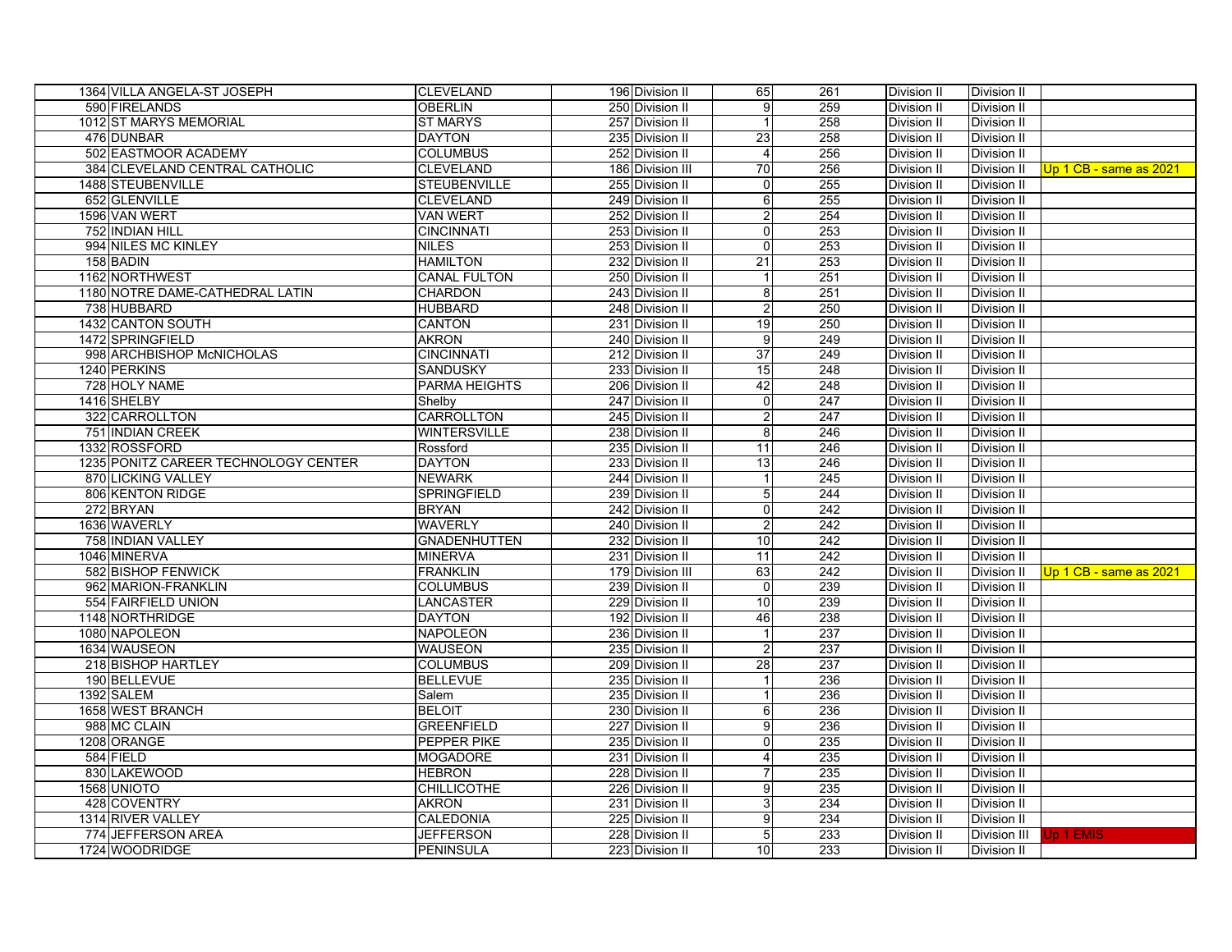| | | | | | | | | | |
|---|---|---|---|---|---|---|---|---|---|
| 1364 | VILLA ANGELA-ST JOSEPH | CLEVELAND | 196 | Division II | 65 | 261 | Division II | Division II | |
| 590 | FIRELANDS | OBERLIN | 250 | Division II | 9 | 259 | Division II | Division II | |
| 1012 | ST MARYS MEMORIAL | ST MARYS | 257 | Division II | 1 | 258 | Division II | Division II | |
| 476 | DUNBAR | DAYTON | 235 | Division II | 23 | 258 | Division II | Division II | |
| 502 | EASTMOOR ACADEMY | COLUMBUS | 252 | Division II | 4 | 256 | Division II | Division II | |
| 384 | CLEVELAND CENTRAL CATHOLIC | CLEVELAND | 186 | Division III | 70 | 256 | Division II | Division II | Up 1 CB - same as 2021 |
| 1488 | STEUBENVILLE | STEUBENVILLE | 255 | Division II | 0 | 255 | Division II | Division II | |
| 652 | GLENVILLE | CLEVELAND | 249 | Division II | 6 | 255 | Division II | Division II | |
| 1596 | VAN WERT | VAN WERT | 252 | Division II | 2 | 254 | Division II | Division II | |
| 752 | INDIAN HILL | CINCINNATI | 253 | Division II | 0 | 253 | Division II | Division II | |
| 994 | NILES MC KINLEY | NILES | 253 | Division II | 0 | 253 | Division II | Division II | |
| 158 | BADIN | HAMILTON | 232 | Division II | 21 | 253 | Division II | Division II | |
| 1162 | NORTHWEST | CANAL FULTON | 250 | Division II | 1 | 251 | Division II | Division II | |
| 1180 | NOTRE DAME-CATHEDRAL LATIN | CHARDON | 243 | Division II | 8 | 251 | Division II | Division II | |
| 738 | HUBBARD | HUBBARD | 248 | Division II | 2 | 250 | Division II | Division II | |
| 1432 | CANTON SOUTH | CANTON | 231 | Division II | 19 | 250 | Division II | Division II | |
| 1472 | SPRINGFIELD | AKRON | 240 | Division II | 9 | 249 | Division II | Division II | |
| 998 | ARCHBISHOP McNICHOLAS | CINCINNATI | 212 | Division II | 37 | 249 | Division II | Division II | |
| 1240 | PERKINS | SANDUSKY | 233 | Division II | 15 | 248 | Division II | Division II | |
| 728 | HOLY NAME | PARMA HEIGHTS | 206 | Division II | 42 | 248 | Division II | Division II | |
| 1416 | SHELBY | Shelby | 247 | Division II | 0 | 247 | Division II | Division II | |
| 322 | CARROLLTON | CARROLLTON | 245 | Division II | 2 | 247 | Division II | Division II | |
| 751 | INDIAN CREEK | WINTERSVILLE | 238 | Division II | 8 | 246 | Division II | Division II | |
| 1332 | ROSSFORD | Rossford | 235 | Division II | 11 | 246 | Division II | Division II | |
| 1235 | PONITZ CAREER TECHNOLOGY CENTER | DAYTON | 233 | Division II | 13 | 246 | Division II | Division II | |
| 870 | LICKING VALLEY | NEWARK | 244 | Division II | 1 | 245 | Division II | Division II | |
| 806 | KENTON RIDGE | SPRINGFIELD | 239 | Division II | 5 | 244 | Division II | Division II | |
| 272 | BRYAN | BRYAN | 242 | Division II | 0 | 242 | Division II | Division II | |
| 1636 | WAVERLY | WAVERLY | 240 | Division II | 2 | 242 | Division II | Division II | |
| 758 | INDIAN VALLEY | GNADENHUTTEN | 232 | Division II | 10 | 242 | Division II | Division II | |
| 1046 | MINERVA | MINERVA | 231 | Division II | 11 | 242 | Division II | Division II | |
| 582 | BISHOP FENWICK | FRANKLIN | 179 | Division III | 63 | 242 | Division II | Division II | Up 1 CB - same as 2021 |
| 962 | MARION-FRANKLIN | COLUMBUS | 239 | Division II | 0 | 239 | Division II | Division II | |
| 554 | FAIRFIELD UNION | LANCASTER | 229 | Division II | 10 | 239 | Division II | Division II | |
| 1148 | NORTHRIDGE | DAYTON | 192 | Division II | 46 | 238 | Division II | Division II | |
| 1080 | NAPOLEON | NAPOLEON | 236 | Division II | 1 | 237 | Division II | Division II | |
| 1634 | WAUSEON | WAUSEON | 235 | Division II | 2 | 237 | Division II | Division II | |
| 218 | BISHOP HARTLEY | COLUMBUS | 209 | Division II | 28 | 237 | Division II | Division II | |
| 190 | BELLEVUE | BELLEVUE | 235 | Division II | 1 | 236 | Division II | Division II | |
| 1392 | SALEM | Salem | 235 | Division II | 1 | 236 | Division II | Division II | |
| 1658 | WEST BRANCH | BELOIT | 230 | Division II | 6 | 236 | Division II | Division II | |
| 988 | MC CLAIN | GREENFIELD | 227 | Division II | 9 | 236 | Division II | Division II | |
| 1208 | ORANGE | PEPPER PIKE | 235 | Division II | 0 | 235 | Division II | Division II | |
| 584 | FIELD | MOGADORE | 231 | Division II | 4 | 235 | Division II | Division II | |
| 830 | LAKEWOOD | HEBRON | 228 | Division II | 7 | 235 | Division II | Division II | |
| 1568 | UNIOTO | CHILLICOTHE | 226 | Division II | 9 | 235 | Division II | Division II | |
| 428 | COVENTRY | AKRON | 231 | Division II | 3 | 234 | Division II | Division II | |
| 1314 | RIVER VALLEY | CALEDONIA | 225 | Division II | 9 | 234 | Division II | Division II | |
| 774 | JEFFERSON AREA | JEFFERSON | 228 | Division II | 5 | 233 | Division II | Division III | Up 1 EMIS |
| 1724 | WOODRIDGE | PENINSULA | 223 | Division II | 10 | 233 | Division II | Division II | |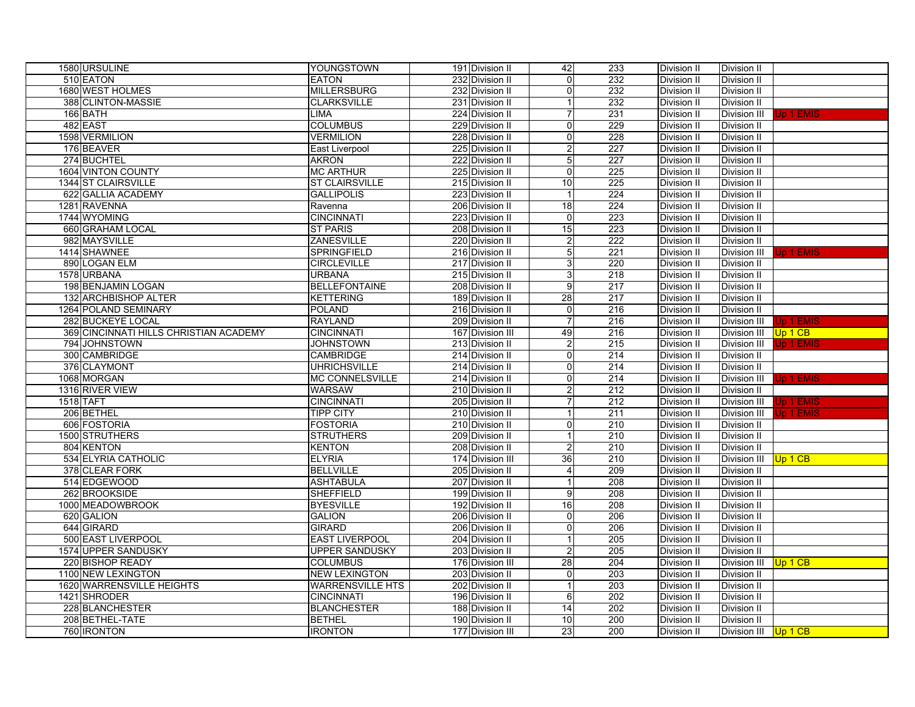| | | | | | | | | | |
|---|---|---|---|---|---|---|---|---|---|
| 1580 | URSULINE | YOUNGSTOWN | 191 | Division II | 42 | 233 | Division II | Division II | |
| 510 | EATON | EATON | 232 | Division II | 0 | 232 | Division II | Division II | |
| 1680 | WEST HOLMES | MILLERSBURG | 232 | Division II | 0 | 232 | Division II | Division II | |
| 388 | CLINTON-MASSIE | CLARKSVILLE | 231 | Division II | 1 | 232 | Division II | Division II | |
| 166 | BATH | LIMA | 224 | Division II | 7 | 231 | Division II | Division III | Up 1 EMIS |
| 482 | EAST | COLUMBUS | 229 | Division II | 0 | 229 | Division II | Division II | |
| 1598 | VERMILION | VERMILION | 228 | Division II | 0 | 228 | Division II | Division II | |
| 176 | BEAVER | East Liverpool | 225 | Division II | 2 | 227 | Division II | Division II | |
| 274 | BUCHTEL | AKRON | 222 | Division II | 5 | 227 | Division II | Division II | |
| 1604 | VINTON COUNTY | MC ARTHUR | 225 | Division II | 0 | 225 | Division II | Division II | |
| 1344 | ST CLAIRSVILLE | ST CLAIRSVILLE | 215 | Division II | 10 | 225 | Division II | Division II | |
| 622 | GALLIA ACADEMY | GALLIPOLIS | 223 | Division II | 1 | 224 | Division II | Division II | |
| 1281 | RAVENNA | Ravenna | 206 | Division II | 18 | 224 | Division II | Division II | |
| 1744 | WYOMING | CINCINNATI | 223 | Division II | 0 | 223 | Division II | Division II | |
| 660 | GRAHAM LOCAL | ST PARIS | 208 | Division II | 15 | 223 | Division II | Division II | |
| 982 | MAYSVILLE | ZANESVILLE | 220 | Division II | 2 | 222 | Division II | Division II | |
| 1414 | SHAWNEE | SPRINGFIELD | 216 | Division II | 5 | 221 | Division II | Division III | Up 1 EMIS |
| 890 | LOGAN ELM | CIRCLEVILLE | 217 | Division II | 3 | 220 | Division II | Division II | |
| 1578 | URBANA | URBANA | 215 | Division II | 3 | 218 | Division II | Division II | |
| 198 | BENJAMIN LOGAN | BELLEFONTAINE | 208 | Division II | 9 | 217 | Division II | Division II | |
| 132 | ARCHBISHOP ALTER | KETTERING | 189 | Division II | 28 | 217 | Division II | Division II | |
| 1264 | POLAND SEMINARY | POLAND | 216 | Division II | 0 | 216 | Division II | Division II | |
| 282 | BUCKEYE LOCAL | RAYLAND | 209 | Division II | 7 | 216 | Division II | Division III | Up 1 EMIS |
| 369 | CINCINNATI HILLS CHRISTIAN ACADEMY | CINCINNATI | 167 | Division III | 49 | 216 | Division II | Division III | Up 1 CB |
| 794 | JOHNSTOWN | JOHNSTOWN | 213 | Division II | 2 | 215 | Division II | Division III | Up 1 EMIS |
| 300 | CAMBRIDGE | CAMBRIDGE | 214 | Division II | 0 | 214 | Division II | Division II | |
| 376 | CLAYMONT | UHRICHSVILLE | 214 | Division II | 0 | 214 | Division II | Division II | |
| 1068 | MORGAN | MC CONNELSVILLE | 214 | Division II | 0 | 214 | Division II | Division III | Up 1 EMIS |
| 1316 | RIVER VIEW | WARSAW | 210 | Division II | 2 | 212 | Division II | Division II | |
| 1518 | TAFT | CINCINNATI | 205 | Division II | 7 | 212 | Division II | Division III | Up 1 EMIS |
| 206 | BETHEL | TIPP CITY | 210 | Division II | 1 | 211 | Division II | Division III | Up 1 EMIS |
| 606 | FOSTORIA | FOSTORIA | 210 | Division II | 0 | 210 | Division II | Division II | |
| 1500 | STRUTHERS | STRUTHERS | 209 | Division II | 1 | 210 | Division II | Division II | |
| 804 | KENTON | KENTON | 208 | Division II | 2 | 210 | Division II | Division II | |
| 534 | ELYRIA CATHOLIC | ELYRIA | 174 | Division III | 36 | 210 | Division II | Division III | Up 1 CB |
| 378 | CLEAR FORK | BELLVILLE | 205 | Division II | 4 | 209 | Division II | Division II | |
| 514 | EDGEWOOD | ASHTABULA | 207 | Division II | 1 | 208 | Division II | Division II | |
| 262 | BROOKSIDE | SHEFFIELD | 199 | Division II | 9 | 208 | Division II | Division II | |
| 1000 | MEADOWBROOK | BYESVILLE | 192 | Division II | 16 | 208 | Division II | Division II | |
| 620 | GALION | GALION | 206 | Division II | 0 | 206 | Division II | Division II | |
| 644 | GIRARD | GIRARD | 206 | Division II | 0 | 206 | Division II | Division II | |
| 500 | EAST LIVERPOOL | EAST LIVERPOOL | 204 | Division II | 1 | 205 | Division II | Division II | |
| 1574 | UPPER SANDUSKY | UPPER SANDUSKY | 203 | Division II | 2 | 205 | Division II | Division II | |
| 220 | BISHOP READY | COLUMBUS | 176 | Division III | 28 | 204 | Division II | Division III | Up 1 CB |
| 1100 | NEW LEXINGTON | NEW LEXINGTON | 203 | Division II | 0 | 203 | Division II | Division II | |
| 1620 | WARRENSVILLE HEIGHTS | WARRENSVILLE HTS | 202 | Division II | 1 | 203 | Division II | Division II | |
| 1421 | SHRODER | CINCINNATI | 196 | Division II | 6 | 202 | Division II | Division II | |
| 228 | BLANCHESTER | BLANCHESTER | 188 | Division II | 14 | 202 | Division II | Division II | |
| 208 | BETHEL-TATE | BETHEL | 190 | Division II | 10 | 200 | Division II | Division II | |
| 760 | IRONTON | IRONTON | 177 | Division III | 23 | 200 | Division II | Division III | Up 1 CB |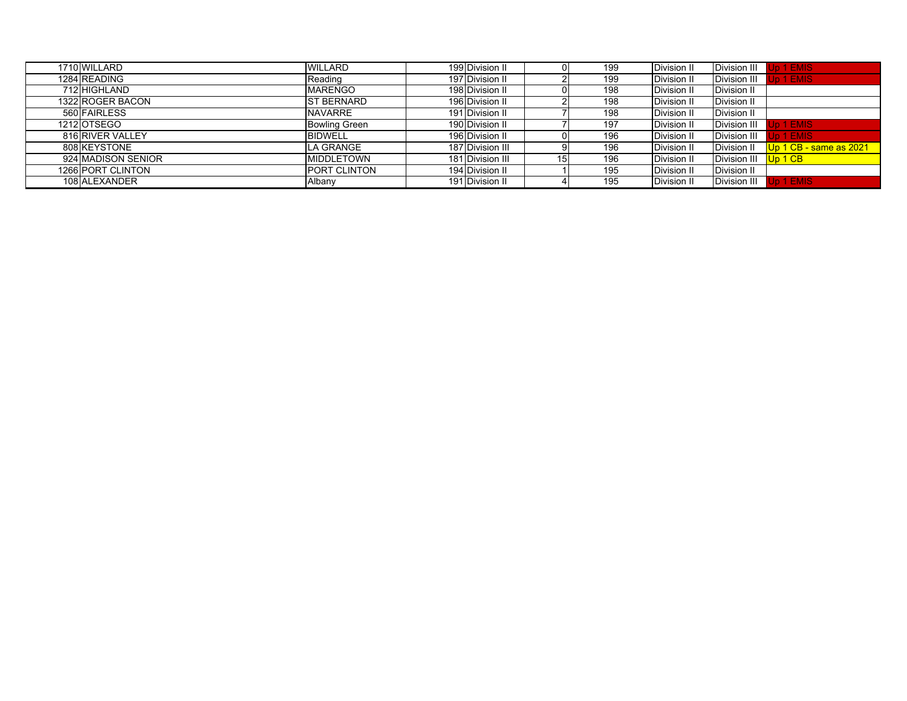| | | | | | | | | | |
|---|---|---|---|---|---|---|---|---|---|
| 1710 | WILLARD | WILLARD | 199 | Division II | 0 | 199 | Division II | Division III | Up 1 EMIS |
| 1284 | READING | Reading | 197 | Division II | 2 | 199 | Division II | Division III | Up 1 EMIS |
| 712 | HIGHLAND | MARENGO | 198 | Division II | 0 | 198 | Division II | Division II | |
| 1322 | ROGER BACON | ST BERNARD | 196 | Division II | 2 | 198 | Division II | Division II | |
| 560 | FAIRLESS | NAVARRE | 191 | Division II | 7 | 198 | Division II | Division II | |
| 1212 | OTSEGO | Bowling Green | 190 | Division II | 7 | 197 | Division II | Division III | Up 1 EMIS |
| 816 | RIVER VALLEY | BIDWELL | 196 | Division II | 0 | 196 | Division II | Division III | Up 1 EMIS |
| 808 | KEYSTONE | LA GRANGE | 187 | Division III | 9 | 196 | Division II | Division II | Up 1 CB - same as 2021 |
| 924 | MADISON SENIOR | MIDDLETOWN | 181 | Division III | 15 | 196 | Division II | Division III | Up 1 CB |
| 1266 | PORT CLINTON | PORT CLINTON | 194 | Division II | 1 | 195 | Division II | Division II | |
| 108 | ALEXANDER | Albany | 191 | Division II | 4 | 195 | Division II | Division III | Up 1 EMIS |